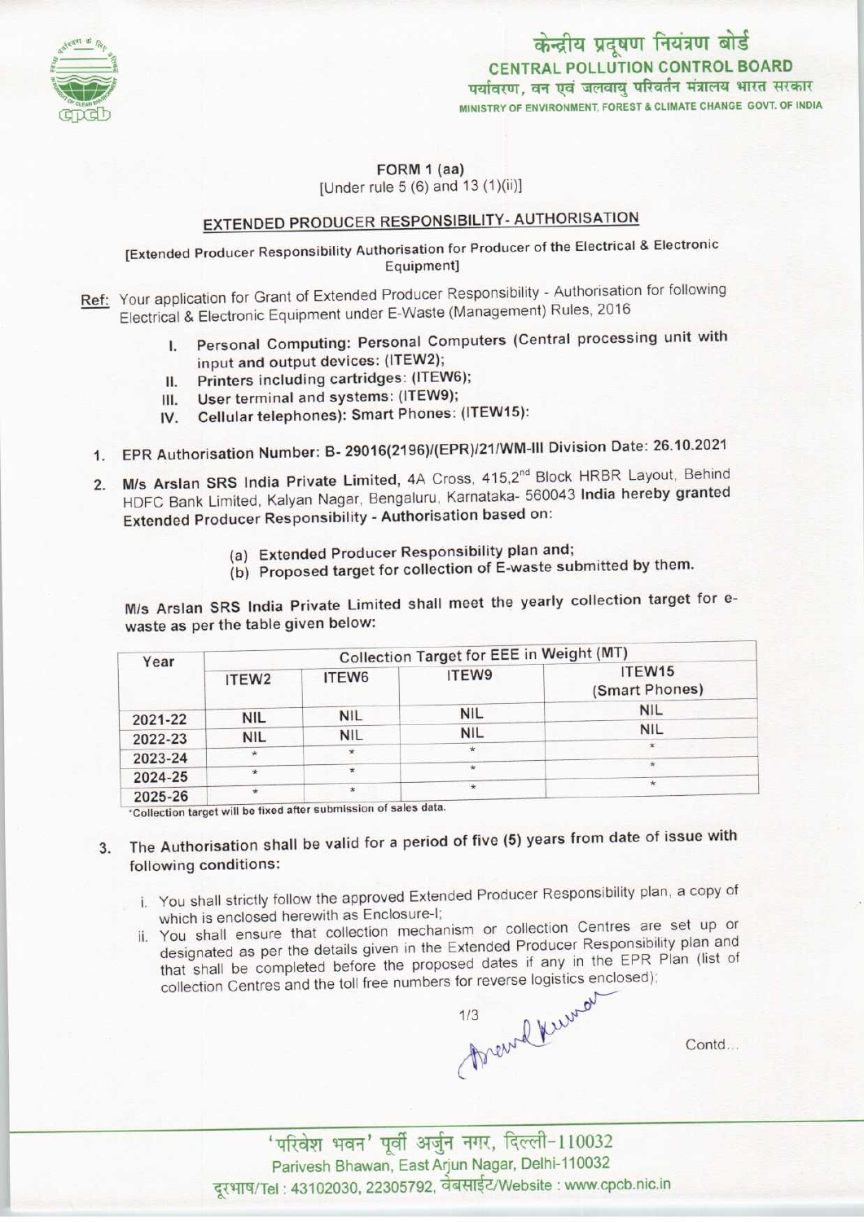केन्द्रीय प्रदूषण नियंत्रण बोर्ड
CENTRAL POLLUTION CONTROL BOARD
पर्यावरण, वन एवं जलवायु परिवर्तन मंत्रालय भारत सरकार
MINISTRY OF ENVIRONMENT, FOREST & CLIMATE CHANGE GOVT. OF INDIA

FORM 1 (aa)
[Under rule 5 (6) and 13 (1)(ii)]

## EXTENDED PRODUCER RESPONSIBILITY- AUTHORISATION

[Extended Producer Responsibility Authorisation for Producer of the Electrical & Electronic Equipment]

Ref: Your application for Grant of Extended Producer Responsibility - Authorisation for following Electrical & Electronic Equipment under E-Waste (Management) Rules, 2016

I. **Personal Computing: Personal Computers (Central processing unit with input and output devices: (ITEW2);**
II. **Printers including cartridges: (ITEW6);**
III. **User terminal and systems: (ITEW9);**
IV. **Cellular telephones): Smart Phones: (ITEW15):**

1. EPR Authorisation Number: **B- 29016(2196)/(EPR)/21/WM-III Division Date: 26.10.2021**

2. **M/s Arslan SRS India Private Limited,** 4A Cross, 415,2nd Block HRBR Layout, Behind HDFC Bank Limited, Kalyan Nagar, Bengaluru, Karnataka- 560043 **India hereby granted Extended Producer Responsibility - Authorisation based on:**

   (a) **Extended Producer Responsibility plan and;**
   (b) **Proposed target for collection of E-waste submitted by them.**

M/s Arslan SRS India Private Limited shall meet the yearly collection target for e-waste as per the table given below:

| Year | Collection Target for EEE in Weight (MT) | | | |
|---|---|---|---|---|
| | ITEW2 | ITEW6 | ITEW9 | ITEW15 (Smart Phones) |
| 2021-22 | NIL | NIL | NIL | NIL |
| 2022-23 | NIL | NIL | NIL | NIL |
| 2023-24 | * | * | * | * |
| 2024-25 | * | * | * | * |
| 2025-26 | * | * | * | * |

*Collection target will be fixed after submission of sales data.

3. The Authorisation shall be valid for a period of five (5) years from date of issue with following conditions:

   i. You shall strictly follow the approved Extended Producer Responsibility plan, a copy of which is enclosed herewith as Enclosure-I;
   ii. You shall ensure that collection mechanism or collection Centres are set up or designated as per the details given in the Extended Producer Responsibility plan and that shall be completed before the proposed dates if any in the EPR Plan (list of collection Centres and the toll free numbers for reverse logistics enclosed);

Contd...

'परिवेश भवन' पूर्वी अर्जुन नगर, दिल्ली-110032
Parivesh Bhawan, East Arjun Nagar, Delhi-110032
दूरभाष/Tel : 43102030, 22305792, वेबसाईट/Website : www.cpcb.nic.in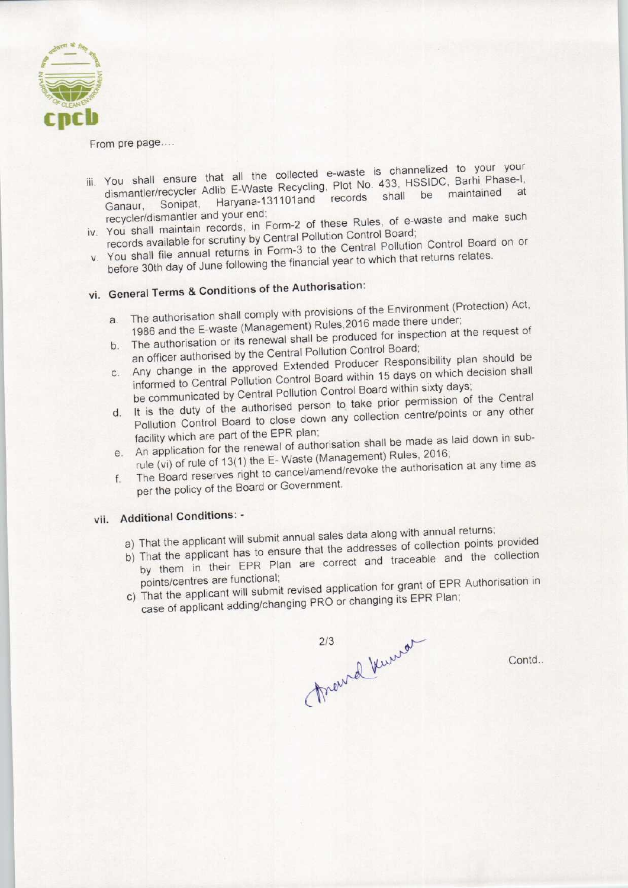From pre page....

iii. You shall ensure that all the collected e-waste is channelized to your your dismantler/recycler Adlib E-Waste Recycling, Plot No. 433, HSSIDC, Barhi Phase-I, Ganaur, Sonipat, Haryana-131101and records shall be maintained at recycler/dismantler and your end;

iv. You shall maintain records, in Form-2 of these Rules, of e-waste and make such records available for scrutiny by Central Pollution Control Board;

v. You shall file annual returns in Form-3 to the Central Pollution Control Board on or before 30th day of June following the financial year to which that returns relates.

## vi. General Terms & Conditions of the Authorisation:

a. The authorisation shall comply with provisions of the Environment (Protection) Act, 1986 and the E-waste (Management) Rules,2016 made there under;

b. The authorisation or its renewal shall be produced for inspection at the request of an officer authorised by the Central Pollution Control Board;

c. Any change in the approved Extended Producer Responsibility plan should be informed to Central Pollution Control Board within 15 days on which decision shall be communicated by Central Pollution Control Board within sixty days;

d. It is the duty of the authorised person to take prior permission of the Central Pollution Control Board to close down any collection centre/points or any other facility which are part of the EPR plan;

e. An application for the renewal of authorisation shall be made as laid down in sub-rule (vi) of rule of 13(1) the E- Waste (Management) Rules, 2016;

f. The Board reserves right to cancel/amend/revoke the authorisation at any time as per the policy of the Board or Government.

## vii. Additional Conditions: -

a) That the applicant will submit annual sales data along with annual returns;

b) That the applicant has to ensure that the addresses of collection points provided by them in their EPR Plan are correct and traceable and the collection points/centres are functional;

c) That the applicant will submit revised application for grant of EPR Authorisation in case of applicant adding/changing PRO or changing its EPR Plan;

Contd..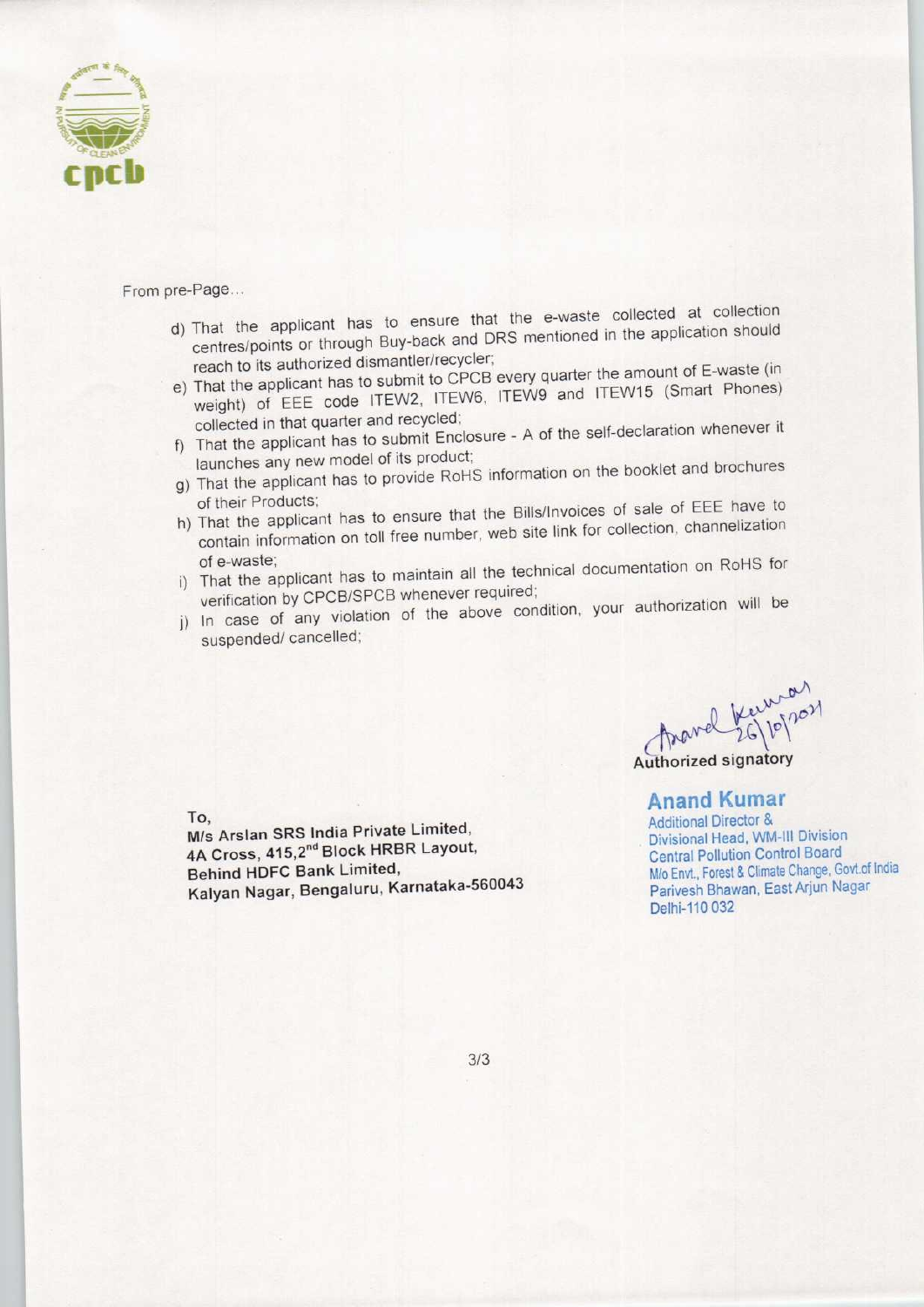From pre-Page...

d) That the applicant has to ensure that the e-waste collected at collection centres/points or through Buy-back and DRS mentioned in the application should reach to its authorized dismantler/recycler;

e) That the applicant has to submit to CPCB every quarter the amount of E-waste (in weight) of EEE code ITEW2, ITEW6, ITEW9 and ITEW15 (Smart Phones) collected in that quarter and recycled;

f) That the applicant has to submit Enclosure - A of the self-declaration whenever it launches any new model of its product;

g) That the applicant has to provide RoHS information on the booklet and brochures of their Products;

h) That the applicant has to ensure that the Bills/Invoices of sale of EEE have to contain information on toll free number, web site link for collection, channelization of e-waste;

i) That the applicant has to maintain all the technical documentation on RoHS for verification by CPCB/SPCB whenever required;

j) In case of any violation of the above condition, your authorization will be suspended/ cancelled;

Anand Kumar 26/10/2021

Authorized signatory

**Anand Kumar**
Additional Director &
Divisional Head, WM-III Division
Central Pollution Control Board
M/o Envt., Forest & Climate Change, Govt.of India
Parivesh Bhawan, East Arjun Nagar
Delhi-110 032

To,
**M/s Arslan SRS India Private Limited,**
**4A Cross, 415,2nd Block HRBR Layout,**
**Behind HDFC Bank Limited,**
**Kalyan Nagar, Bengaluru, Karnataka-560043**